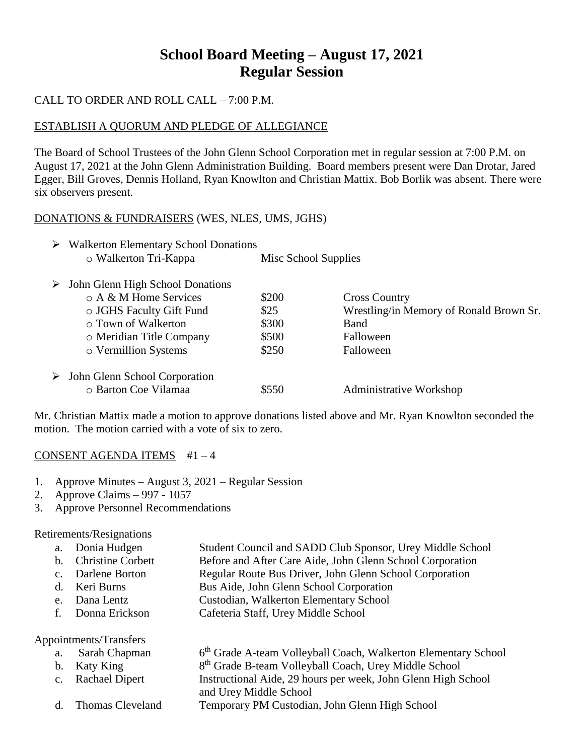# School Board Meeting – August 17, 2021
# Regular Session

CALL TO ORDER AND ROLL CALL – 7:00 P.M.

ESTABLISH A QUORUM AND PLEDGE OF ALLEGIANCE

The Board of School Trustees of the John Glenn School Corporation met in regular session at 7:00 P.M. on August 17, 2021 at the John Glenn Administration Building. Board members present were Dan Drotar, Jared Egger, Bill Groves, Dennis Holland, Ryan Knowlton and Christian Mattix. Bob Borlik was absent. There were six observers present.

DONATIONS & FUNDRAISERS (WES, NLES, UMS, JGHS)

- Walkerton Elementary School Donations
  - Walkerton Tri-Kappa — Misc School Supplies
- John Glenn High School Donations
  - A & M Home Services — $200 — Cross Country
  - JGHS Faculty Gift Fund — $25 — Wrestling/in Memory of Ronald Brown Sr.
  - Town of Walkerton — $300 — Band
  - Meridian Title Company — $500 — Falloween
  - Vermillion Systems — $250 — Falloween
- John Glenn School Corporation
  - Barton Coe Vilamaa — $550 — Administrative Workshop

Mr. Christian Mattix made a motion to approve donations listed above and Mr. Ryan Knowlton seconded the motion. The motion carried with a vote of six to zero.

CONSENT AGENDA ITEMS #1 – 4

1. Approve Minutes – August 3, 2021 – Regular Session
2. Approve Claims – 997 - 1057
3. Approve Personnel Recommendations

Retirements/Resignations

- a. Donia Hudgen — Student Council and SADD Club Sponsor, Urey Middle School
- b. Christine Corbett — Before and After Care Aide, John Glenn School Corporation
- c. Darlene Borton — Regular Route Bus Driver, John Glenn School Corporation
- d. Keri Burns — Bus Aide, John Glenn School Corporation
- e. Dana Lentz — Custodian, Walkerton Elementary School
- f. Donna Erickson — Cafeteria Staff, Urey Middle School

Appointments/Transfers

- a. Sarah Chapman — 6th Grade A-team Volleyball Coach, Walkerton Elementary School
- b. Katy King — 8th Grade B-team Volleyball Coach, Urey Middle School
- c. Rachael Dipert — Instructional Aide, 29 hours per week, John Glenn High School and Urey Middle School
- d. Thomas Cleveland — Temporary PM Custodian, John Glenn High School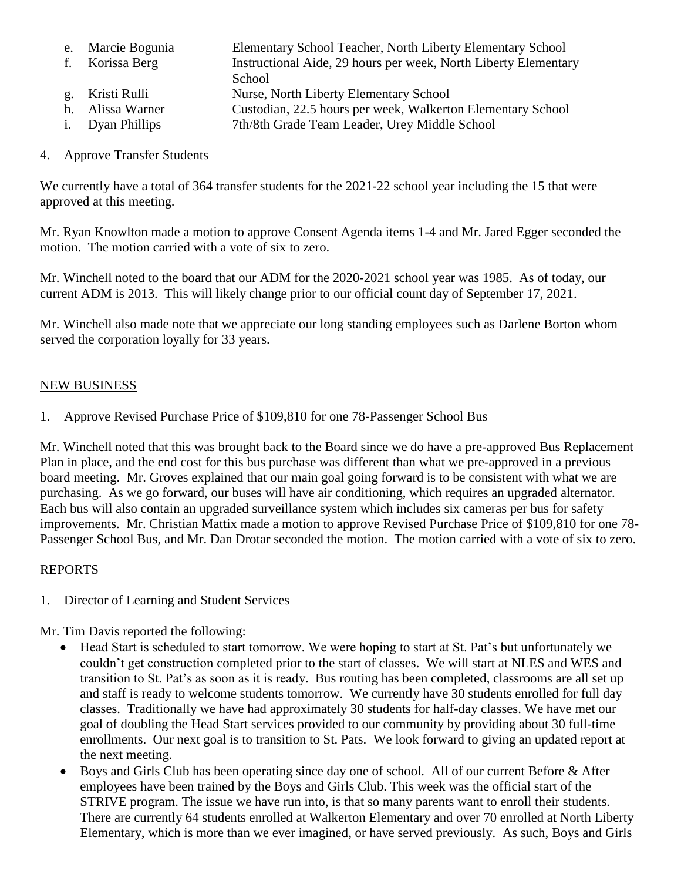e. Marcie Bogunia — Elementary School Teacher, North Liberty Elementary School
f. Korissa Berg — Instructional Aide, 29 hours per week, North Liberty Elementary School
g. Kristi Rulli — Nurse, North Liberty Elementary School
h. Alissa Warner — Custodian, 22.5 hours per week, Walkerton Elementary School
i. Dyan Phillips — 7th/8th Grade Team Leader, Urey Middle School

4. Approve Transfer Students

We currently have a total of 364 transfer students for the 2021-22 school year including the 15 that were approved at this meeting.

Mr. Ryan Knowlton made a motion to approve Consent Agenda items 1-4 and Mr. Jared Egger seconded the motion. The motion carried with a vote of six to zero.

Mr. Winchell noted to the board that our ADM for the 2020-2021 school year was 1985. As of today, our current ADM is 2013. This will likely change prior to our official count day of September 17, 2021.

Mr. Winchell also made note that we appreciate our long standing employees such as Darlene Borton whom served the corporation loyally for 33 years.

## NEW BUSINESS

1. Approve Revised Purchase Price of $109,810 for one 78-Passenger School Bus

Mr. Winchell noted that this was brought back to the Board since we do have a pre-approved Bus Replacement Plan in place, and the end cost for this bus purchase was different than what we pre-approved in a previous board meeting. Mr. Groves explained that our main goal going forward is to be consistent with what we are purchasing. As we go forward, our buses will have air conditioning, which requires an upgraded alternator. Each bus will also contain an upgraded surveillance system which includes six cameras per bus for safety improvements. Mr. Christian Mattix made a motion to approve Revised Purchase Price of $109,810 for one 78-Passenger School Bus, and Mr. Dan Drotar seconded the motion. The motion carried with a vote of six to zero.

## REPORTS

1. Director of Learning and Student Services

Mr. Tim Davis reported the following:

- Head Start is scheduled to start tomorrow. We were hoping to start at St. Pat's but unfortunately we couldn't get construction completed prior to the start of classes. We will start at NLES and WES and transition to St. Pat's as soon as it is ready. Bus routing has been completed, classrooms are all set up and staff is ready to welcome students tomorrow. We currently have 30 students enrolled for full day classes. Traditionally we have had approximately 30 students for half-day classes. We have met our goal of doubling the Head Start services provided to our community by providing about 30 full-time enrollments. Our next goal is to transition to St. Pats. We look forward to giving an updated report at the next meeting.
- Boys and Girls Club has been operating since day one of school. All of our current Before & After employees have been trained by the Boys and Girls Club. This week was the official start of the STRIVE program. The issue we have run into, is that so many parents want to enroll their students. There are currently 64 students enrolled at Walkerton Elementary and over 70 enrolled at North Liberty Elementary, which is more than we ever imagined, or have served previously. As such, Boys and Girls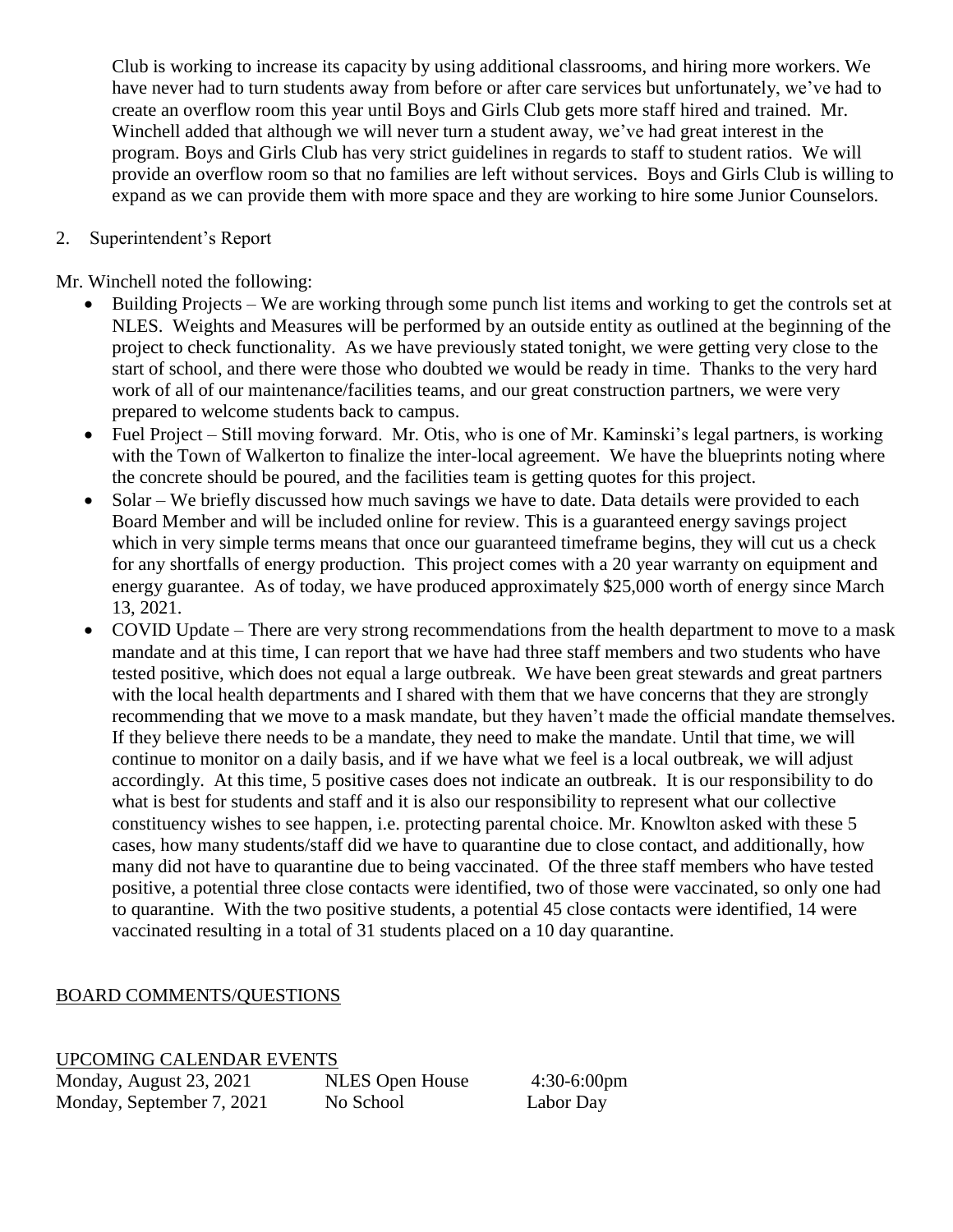Club is working to increase its capacity by using additional classrooms, and hiring more workers. We have never had to turn students away from before or after care services but unfortunately, we've had to create an overflow room this year until Boys and Girls Club gets more staff hired and trained. Mr. Winchell added that although we will never turn a student away, we've had great interest in the program. Boys and Girls Club has very strict guidelines in regards to staff to student ratios. We will provide an overflow room so that no families are left without services. Boys and Girls Club is willing to expand as we can provide them with more space and they are working to hire some Junior Counselors.

2. Superintendent's Report

Mr. Winchell noted the following:

- Building Projects – We are working through some punch list items and working to get the controls set at NLES. Weights and Measures will be performed by an outside entity as outlined at the beginning of the project to check functionality. As we have previously stated tonight, we were getting very close to the start of school, and there were those who doubted we would be ready in time. Thanks to the very hard work of all of our maintenance/facilities teams, and our great construction partners, we were very prepared to welcome students back to campus.
- Fuel Project – Still moving forward. Mr. Otis, who is one of Mr. Kaminski's legal partners, is working with the Town of Walkerton to finalize the inter-local agreement. We have the blueprints noting where the concrete should be poured, and the facilities team is getting quotes for this project.
- Solar – We briefly discussed how much savings we have to date. Data details were provided to each Board Member and will be included online for review. This is a guaranteed energy savings project which in very simple terms means that once our guaranteed timeframe begins, they will cut us a check for any shortfalls of energy production. This project comes with a 20 year warranty on equipment and energy guarantee. As of today, we have produced approximately $25,000 worth of energy since March 13, 2021.
- COVID Update – There are very strong recommendations from the health department to move to a mask mandate and at this time, I can report that we have had three staff members and two students who have tested positive, which does not equal a large outbreak. We have been great stewards and great partners with the local health departments and I shared with them that we have concerns that they are strongly recommending that we move to a mask mandate, but they haven't made the official mandate themselves. If they believe there needs to be a mandate, they need to make the mandate. Until that time, we will continue to monitor on a daily basis, and if we have what we feel is a local outbreak, we will adjust accordingly. At this time, 5 positive cases does not indicate an outbreak. It is our responsibility to do what is best for students and staff and it is also our responsibility to represent what our collective constituency wishes to see happen, i.e. protecting parental choice. Mr. Knowlton asked with these 5 cases, how many students/staff did we have to quarantine due to close contact, and additionally, how many did not have to quarantine due to being vaccinated. Of the three staff members who have tested positive, a potential three close contacts were identified, two of those were vaccinated, so only one had to quarantine. With the two positive students, a potential 45 close contacts were identified, 14 were vaccinated resulting in a total of 31 students placed on a 10 day quarantine.

BOARD COMMENTS/QUESTIONS

UPCOMING CALENDAR EVENTS

| | | |
|---|---|---|
| Monday, August 23, 2021 | NLES Open House | 4:30-6:00pm |
| Monday, September 7, 2021 | No School | Labor Day |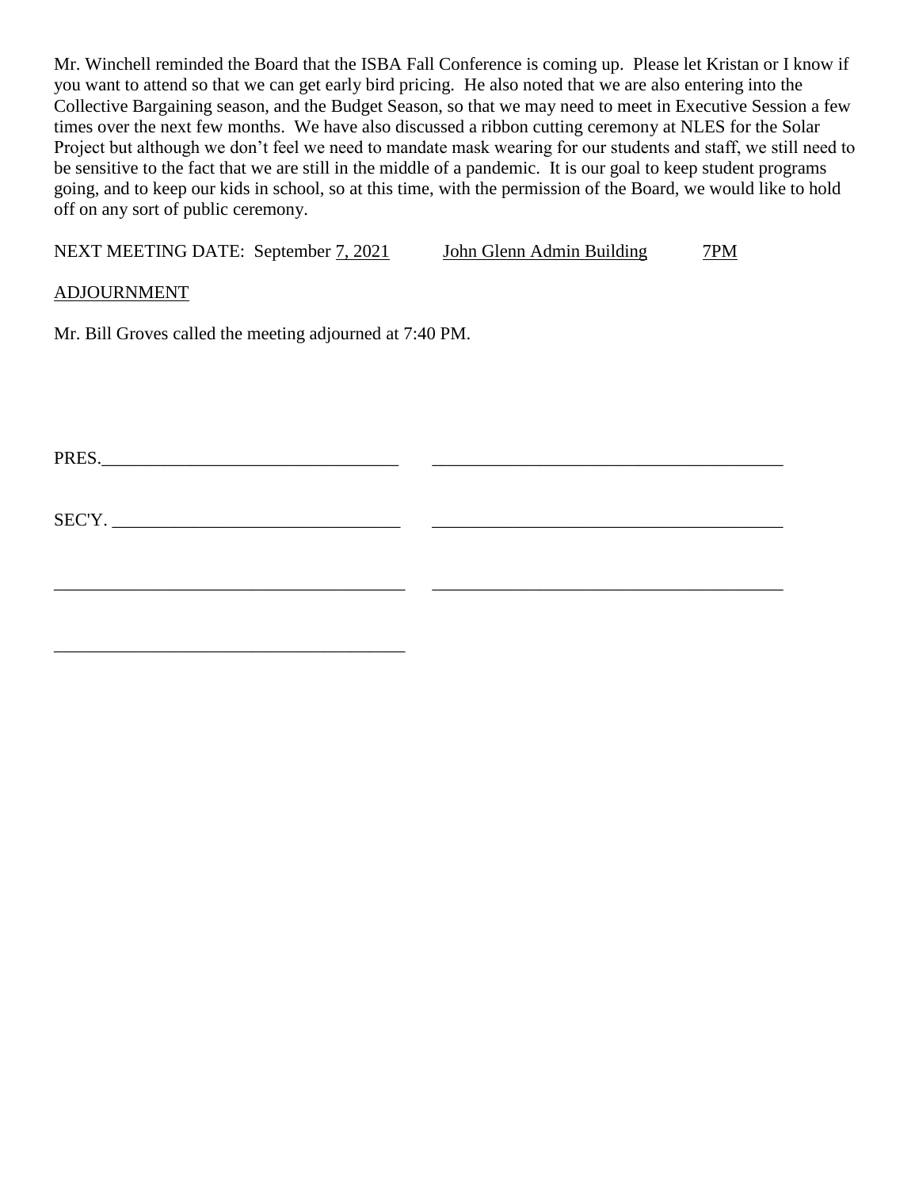Mr. Winchell reminded the Board that the ISBA Fall Conference is coming up. Please let Kristan or I know if you want to attend so that we can get early bird pricing. He also noted that we are also entering into the Collective Bargaining season, and the Budget Season, so that we may need to meet in Executive Session a few times over the next few months. We have also discussed a ribbon cutting ceremony at NLES for the Solar Project but although we don't feel we need to mandate mask wearing for our students and staff, we still need to be sensitive to the fact that we are still in the middle of a pandemic. It is our goal to keep student programs going, and to keep our kids in school, so at this time, with the permission of the Board, we would like to hold off on any sort of public ceremony.

NEXT MEETING DATE: September 7, 2021 John Glenn Admin Building 7PM

ADJOURNMENT

Mr. Bill Groves called the meeting adjourned at 7:40 PM.

PRES.________________________________ ______________________________________

SEC'Y. _______________________________ ______________________________________

______________________________________ ______________________________________

______________________________________